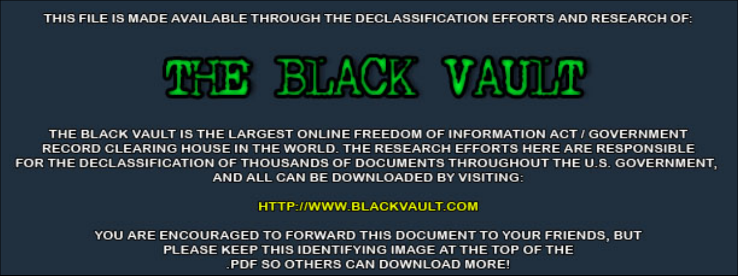THIS FILE IS MADE AVAILABLE THROUGH THE DECLASSIFICATION EFFORTS AND RESEARCH OF:

# THE BLACK VAULT

THE BLACK VAULT IS THE LARGEST ONLINE FREEDOM OF INFORMATION ACT / GOVERNMENT RECORD CLEARING HOUSE IN THE WORLD. THE RESEARCH EFFORTS HERE ARE RESPONSIBLE FOR THE DECLASSIFICATION OF THOUSANDS OF DOCUMENTS THROUGHOUT THE U.S. GOVERNMENT, AND ALL CAN BE DOWNLOADED BY VISITING:

HTTP://WWW.BLACKVAULT.COM

YOU ARE ENCOURAGED TO FORWARD THIS DOCUMENT TO YOUR FRIENDS, BUT PLEASE KEEP THIS IDENTIFYING IMAGE AT THE TOP OF THE .PDF SO OTHERS CAN DOWNLOAD MORE!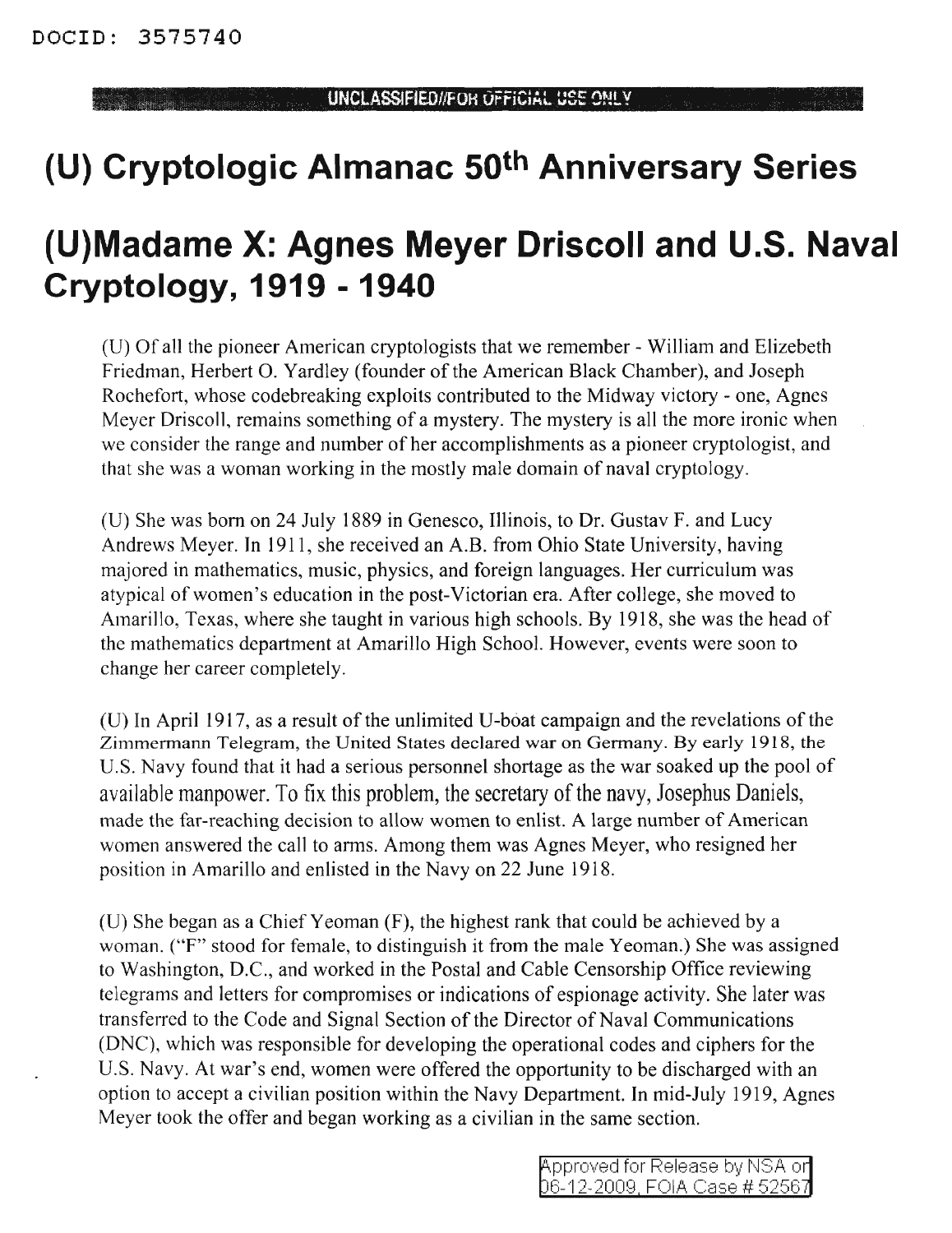# (U) Cryptologic Almanac 50th Anniversary Series

# (U)Madame X: Agnes Meyer Driscoll and U.S. Naval Cryptology, 1919 - 1940

(U) Of all the pioneer American cryptologists that we remember - William and Elizebeth Friedman, Herbert O. Yardley (founder of the American Black Chamber), and Joseph Rochefort, whose codebreaking exploits contributed to the Midway victory - one, Agnes Meyer Driscoll, remains something of a mystery. The mystery is all the more ironic when we consider the range and number of her accomplishments as a pioneer cryptologist, and that she was a woman working in the mostly male domain of naval cryptology.

(U) She was born on 24 July 1889 in Genesco, Illinois, to Dr. Gustav F. and Lucy Andrews Meyer. In 1911, she received an A.B. from Ohio State University, having majored in mathematics, music, physics, and foreign languages. Her curriculum was atypical of women's education in the post-Victorian era. After college, she moved to Amarillo, Texas, where she taught in various high schools. By 1918, she was the head of the mathematics department at Amarillo High School. However, events were soon to change her career completely.

(U) In April 1917, as a result of the unlimited U-boat campaign and the revelations of the Zimmermann Telegram, the United States declared war on Germany. By early 1918, the U.S. Navy found that it had a serious personnel shortage as the war soaked up the pool of available manpower. To fix this problem, the secretary of the navy, Josephus Daniels, made the far-reaching decision to allow women to enlist. A large number of American women answered the call to arms. Among them was Agnes Meyer, who resigned her position in Amarillo and enlisted in the Navy on 22 June 1918.

(U) She began as a Chief Yeoman (F), the highest rank that could be achieved by a woman. ("F" stood for female, to distinguish it from the male Yeoman.) She was assigned to Washington, D.C., and worked in the Postal and Cable Censorship Office reviewing telegrams and letters for compromises or indications of espionage activity. She later was transferred to the Code and Signal Section of the Director of Naval Communications (DNC), which was responsible for developing the operational codes and ciphers for the U.S. Navy. At war's end, women were offered the opportunity to be discharged with an option to accept a civilian position within the Navy Department. In mid-July 1919, Agnes Meyer took the offer and began working as a civilian in the same section.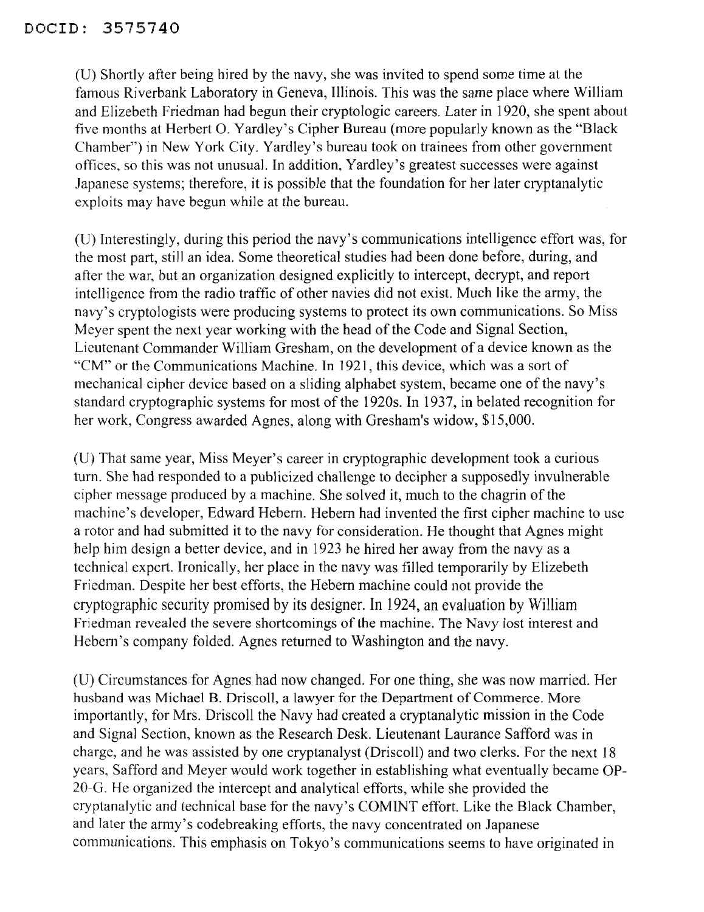(U) Shortly after being hired by the navy, she was invited to spend some time at the famous Riverbank Laboratory in Geneva, Illinois. This was the same place where William and Elizebeth Friedman had begun their cryptologic careers. Later in 1920, she spent about five months at Herbert O. Yardley's Cipher Bureau (more popularly known as the "Black Chamber") in New York City. Yardley's bureau took on trainees from other government offices, so this was not unusual. In addition, Yardley's greatest successes were against Japanese systems; therefore, it is possible that the foundation for her later cryptanalytic exploits may have begun while at the bureau.

(U) Interestingly, during this period the navy's communications intelligence effort was, for the most part, still an idea. Some theoretical studies had been done before, during, and after the war, but an organization designed explicitly to intercept, decrypt, and report intelligence from the radio traffic of other navies did not exist. Much like the army, the navy's cryptologists were producing systems to protect its own communications. So Miss Meyer spent the next year working with the head of the Code and Signal Section, Lieutenant Commander William Gresham, on the development of a device known as the "CM" or the Communications Machine. In 1921, this device, which was a sort of mechanical cipher device based on a sliding alphabet system, became one of the navy's standard cryptographic systems for most of the 1920s. In 1937, in belated recognition for her work, Congress awarded Agnes, along with Gresham's widow, $15,000.

(U) That same year, Miss Meyer's career in cryptographic development took a curious turn. She had responded to a publicized challenge to decipher a supposedly invulnerable cipher message produced by a machine. She solved it, much to the chagrin of the machine's developer, Edward Hebern. Hebern had invented the first cipher machine to use a rotor and had submitted it to the navy for consideration. He thought that Agnes might help him design a better device, and in 1923 he hired her away from the navy as a technical expert. Ironically, her place in the navy was filled temporarily by Elizebeth Friedman. Despite her best efforts, the Hebern machine could not provide the cryptographic security promised by its designer. In 1924, an evaluation by William Friedman revealed the severe shortcomings of the machine. The Navy lost interest and Hebern's company folded. Agnes returned to Washington and the navy.

(U) Circumstances for Agnes had now changed. For one thing, she was now married. Her husband was Michael B. Driscoll, a lawyer for the Department of Commerce. More importantly, for Mrs. Driscoll the Navy had created a cryptanalytic mission in the Code and Signal Section, known as the Research Desk. Lieutenant Laurance Safford was in charge, and he was assisted by one cryptanalyst (Driscoll) and two clerks. For the next 18 years, Safford and Meyer would work together in establishing what eventually became OP-20-G. He organized the intercept and analytical efforts, while she provided the cryptanalytic and technical base for the navy's COMINT effort. Like the Black Chamber, and later the army's codebreaking efforts, the navy concentrated on Japanese communications. This emphasis on Tokyo's communications seems to have originated in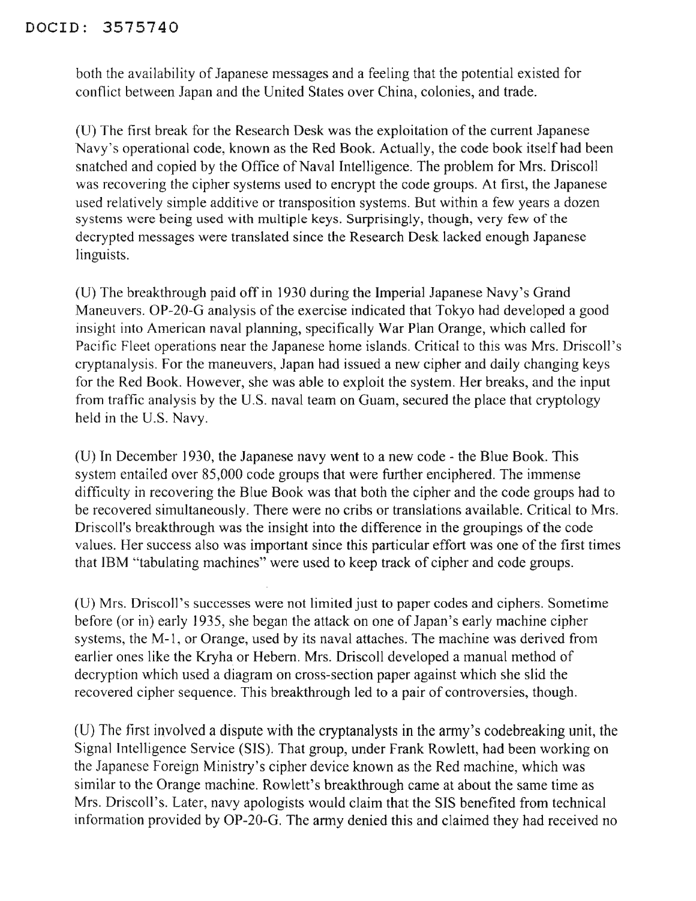both the availability of Japanese messages and a feeling that the potential existed for conflict between Japan and the United States over China, colonies, and trade.

(U) The first break for the Research Desk was the exploitation of the current Japanese Navy's operational code, known as the Red Book. Actually, the code book itself had been snatched and copied by the Office of Naval Intelligence. The problem for Mrs. Driscoll was recovering the cipher systems used to encrypt the code groups. At first, the Japanese used relatively simple additive or transposition systems. But within a few years a dozen systems were being used with multiple keys. Surprisingly, though, very few of the decrypted messages were translated since the Research Desk lacked enough Japanese linguists.

(U) The breakthrough paid off in 1930 during the Imperial Japanese Navy's Grand Maneuvers. OP-20-G analysis of the exercise indicated that Tokyo had developed a good insight into American naval planning, specifically War Plan Orange, which called for Pacific Fleet operations near the Japanese home islands. Critical to this was Mrs. Driscoll's cryptanalysis. For the maneuvers, Japan had issued a new cipher and daily changing keys for the Red Book. However, she was able to exploit the system. Her breaks, and the input from traffic analysis by the U.S. naval team on Guam, secured the place that cryptology held in the U.S. Navy.

(U) In December 1930, the Japanese navy went to a new code - the Blue Book. This system entailed over 85,000 code groups that were further enciphered. The immense difficulty in recovering the Blue Book was that both the cipher and the code groups had to be recovered simultaneously. There were no cribs or translations available. Critical to Mrs. Driscoll's breakthrough was the insight into the difference in the groupings of the code values. Her success also was important since this particular effort was one of the first times that IBM "tabulating machines" were used to keep track of cipher and code groups.

(U) Mrs. Driscoll's successes were not limited just to paper codes and ciphers. Sometime before (or in) early 1935, she began the attack on one of Japan's early machine cipher systems, the M-1, or Orange, used by its naval attaches. The machine was derived from earlier ones like the Kryha or Hebern. Mrs. Driscoll developed a manual method of decryption which used a diagram on cross-section paper against which she slid the recovered cipher sequence. This breakthrough led to a pair of controversies, though.

(U) The first involved a dispute with the cryptanalysts in the army's codebreaking unit, the Signal Intelligence Service (SIS). That group, under Frank Rowlett, had been working on the Japanese Foreign Ministry's cipher device known as the Red machine, which was similar to the Orange machine. Rowlett's breakthrough came at about the same time as Mrs. Driscoll's. Later, navy apologists would claim that the SIS benefited from technical information provided by OP-20-G. The army denied this and claimed they had received no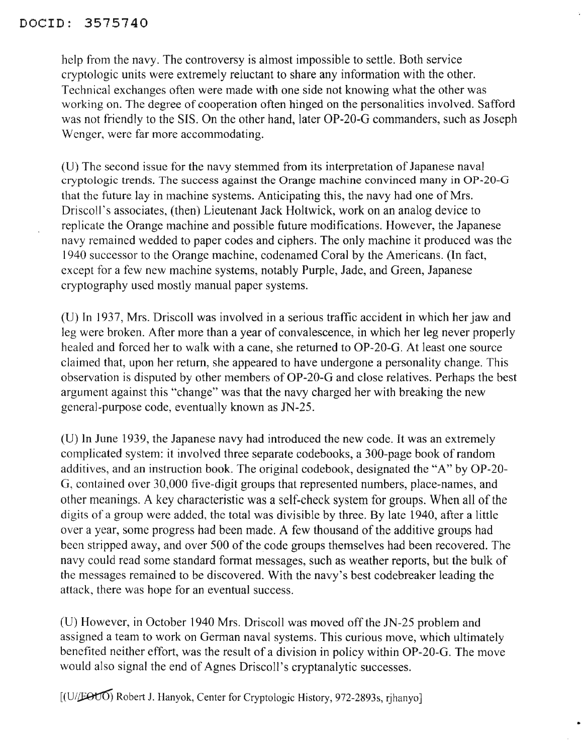help from the navy. The controversy is almost impossible to settle. Both service cryptologic units were extremely reluctant to share any information with the other. Technical exchanges often were made with one side not knowing what the other was working on. The degree of cooperation often hinged on the personalities involved. Safford was not friendly to the SIS. On the other hand, later OP-20-G commanders, such as Joseph Wenger, were far more accommodating.

(U) The second issue for the navy stemmed from its interpretation of Japanese naval cryptologic trends. The success against the Orange machine convinced many in OP-20-G that the future lay in machine systems. Anticipating this, the navy had one of Mrs. Driscoll's associates, (then) Lieutenant Jack Holtwick, work on an analog device to replicate the Orange machine and possible future modifications. However, the Japanese navy remained wedded to paper codes and ciphers. The only machine it produced was the 1940 successor to the Orange machine, codenamed Coral by the Americans. (In fact, except for a few new machine systems, notably Purple, Jade, and Green, Japanese cryptography used mostly manual paper systems.

(U) In 1937, Mrs. Driscoll was involved in a serious traffic accident in which her jaw and leg were broken. After more than a year of convalescence, in which her leg never properly healed and forced her to walk with a cane, she returned to OP-20-G. At least one source claimed that, upon her return, she appeared to have undergone a personality change. This observation is disputed by other members of OP-20-G and close relatives. Perhaps the best argument against this "change" was that the navy charged her with breaking the new general-purpose code, eventually known as JN-25.

(U) In June 1939, the Japanese navy had introduced the new code. It was an extremely complicated system: it involved three separate codebooks, a 300-page book of random additives, and an instruction book. The original codebook, designated the "A" by OP-20-G, contained over 30,000 five-digit groups that represented numbers, place-names, and other meanings. A key characteristic was a self-check system for groups. When all of the digits of a group were added, the total was divisible by three. By late 1940, after a little over a year, some progress had been made. A few thousand of the additive groups had been stripped away, and over 500 of the code groups themselves had been recovered. The navy could read some standard format messages, such as weather reports, but the bulk of the messages remained to be discovered. With the navy's best codebreaker leading the attack, there was hope for an eventual success.

(U) However, in October 1940 Mrs. Driscoll was moved off the JN-25 problem and assigned a team to work on German naval systems. This curious move, which ultimately benefited neither effort, was the result of a division in policy within OP-20-G. The move would also signal the end of Agnes Driscoll's cryptanalytic successes.

[(U//FOUO) Robert J. Hanyok, Center for Cryptologic History, 972-2893s, rjhanyo]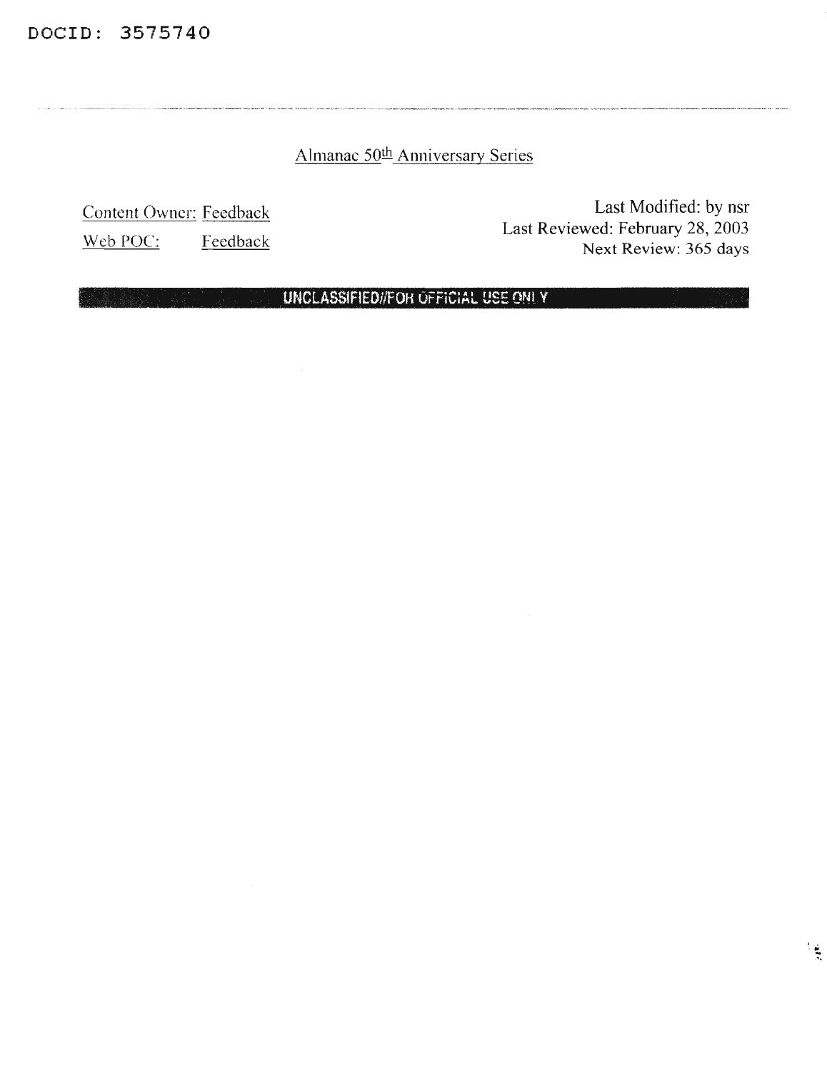DOCID: 3575740

Almanac 50th Anniversary Series

Content Owner: Feedback

Web POC: Feedback

Last Modified: by nsr

Last Reviewed: February 28, 2003

Next Review: 365 days

UNCLASSIFIED//FOR OFFICIAL USE ONLY